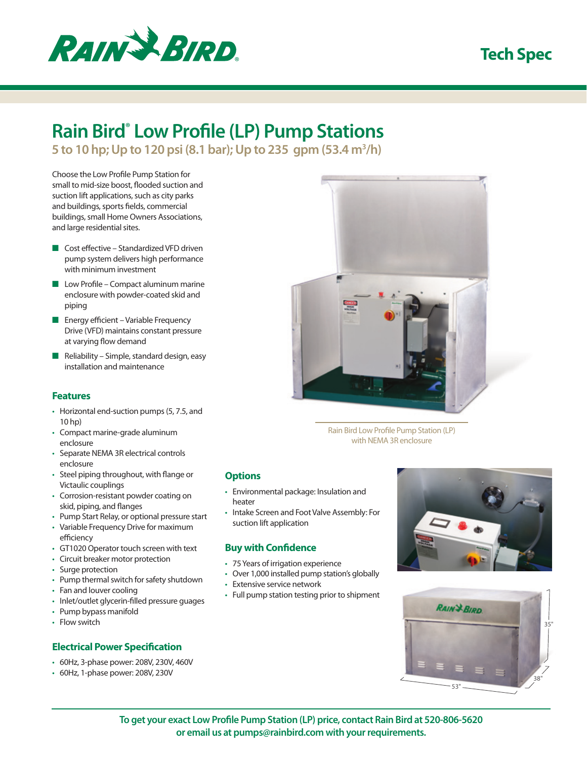Tech Spec

# Rain Bird® Low Profile (LP) Pump Stations

## 5 to 10 hp; Up to 120 psi (8.1 bar); Up to 235 gpm (53.4 $m^3$/h)

Choose the Low Profile Pump Station for small to mid-size boost, flooded suction and suction lift applications, such as city parks and buildings, sports fields, commercial buildings, small Home Owners Associations, and large residential sites.

- Cost effective – Standardized VFD driven pump system delivers high performance with minimum investment
- Low Profile – Compact aluminum marine enclosure with powder-coated skid and piping
- Energy efficient – Variable Frequency Drive (VFD) maintains constant pressure at varying flow demand
- Reliability – Simple, standard design, easy installation and maintenance

Rain Bird Low Profile Pump Station (LP) with NEMA 3R enclosure

### Features

- Horizontal end-suction pumps (5, 7.5, and 10 hp)
- Compact marine-grade aluminum enclosure
- Separate NEMA 3R electrical controls enclosure
- Steel piping throughout, with flange or Victaulic couplings
- Corrosion-resistant powder coating on skid, piping, and flanges
- Pump Start Relay, or optional pressure start
- Variable Frequency Drive for maximum efficiency
- GT1020 Operator touch screen with text
- Circuit breaker motor protection
- Surge protection
- Pump thermal switch for safety shutdown
- Fan and louver cooling
- Inlet/outlet glycerin-filled pressure guages
- Pump bypass manifold
- Flow switch

### Electrical Power Specification

- 60Hz, 3-phase power: 208V, 230V, 460V
- 60Hz, 1-phase power: 208V, 230V

### Options

- Environmental package: Insulation and heater
- Intake Screen and Foot Valve Assembly: For suction lift application

### Buy with Confidence

- 75 Years of irrigation experience
- Over 1,000 installed pump station's globally
- Extensive service network
- Full pump station testing prior to shipment

35"

38"

53"

**To get your exact Low Profile Pump Station (LP) price, contact Rain Bird at 520-806-5620 or email us at pumps@rainbird.com with your requirements.**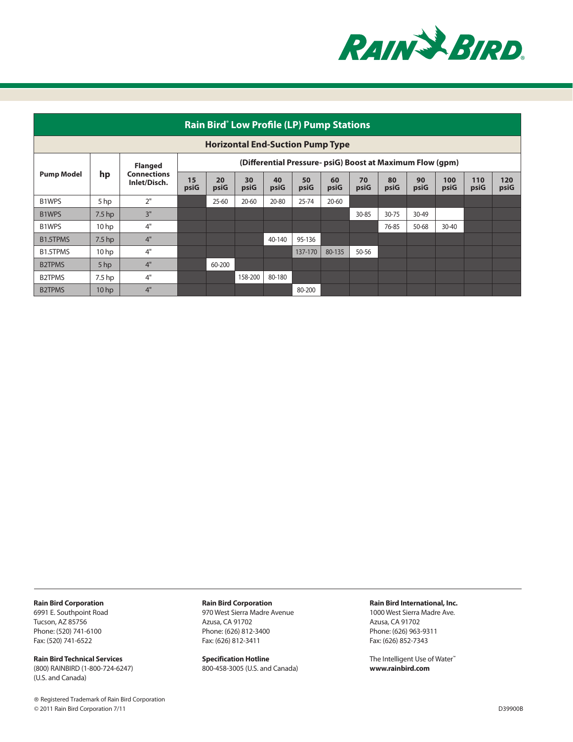## Rain Bird® Low Profile (LP) Pump Stations

### Horizontal End-Suction Pump Type

| Pump Model | hp | Flanged Connections Inlet/Disch. | (Differential Pressure- psiG) Boost at Maximum Flow (gpm) | | | | | | | | | | | |
|---|---|---|---|---|---|---|---|---|---|---|---|---|---|---|
| | | | 15 psiG | 20 psiG | 30 psiG | 40 psiG | 50 psiG | 60 psiG | 70 psiG | 80 psiG | 90 psiG | 100 psiG | 110 psiG | 120 psiG |
| B1WPS | 5 hp | 2" | | 25-60 | 20-60 | 20-80 | 25-74 | 20-60 | | | | | | |
| B1WPS | 7.5 hp | 3" | | | | | | | 30-85 | 30-75 | 30-49 | | | |
| B1WPS | 10 hp | 4" | | | | | | | | 76-85 | 50-68 | 30-40 | | |
| B1.5TPMS | 7.5 hp | 4" | | | | 40-140 | 95-136 | | | | | | | |
| B1.5TPMS | 10 hp | 4" | | | | | 137-170 | 80-135 | 50-56 | | | | | |
| B2TPMS | 5 hp | 4" | | 60-200 | | | | | | | | | | |
| B2TPMS | 7.5 hp | 4" | | | 158-200 | 80-180 | | | | | | | | |
| B2TPMS | 10 hp | 4" | | | | | 80-200 | | | | | | | |

**Rain Bird Corporation**
6991 E. Southpoint Road
Tucson, AZ 85756
Phone: (520) 741-6100
Fax: (520) 741-6522

**Rain Bird Technical Services**
(800) RAINBIRD (1-800-724-6247)
(U.S. and Canada)

**Rain Bird Corporation**
970 West Sierra Madre Avenue
Azusa, CA 91702
Phone: (626) 812-3400
Fax: (626) 812-3411

**Specification Hotline**
800-458-3005 (U.S. and Canada)

**Rain Bird International, Inc.**
1000 West Sierra Madre Ave.
Azusa, CA 91702
Phone: (626) 963-9311
Fax: (626) 852-7343

The Intelligent Use of Water™
**www.rainbird.com**

® Registered Trademark of Rain Bird Corporation
© 2011 Rain Bird Corporation 7/11

D39900B